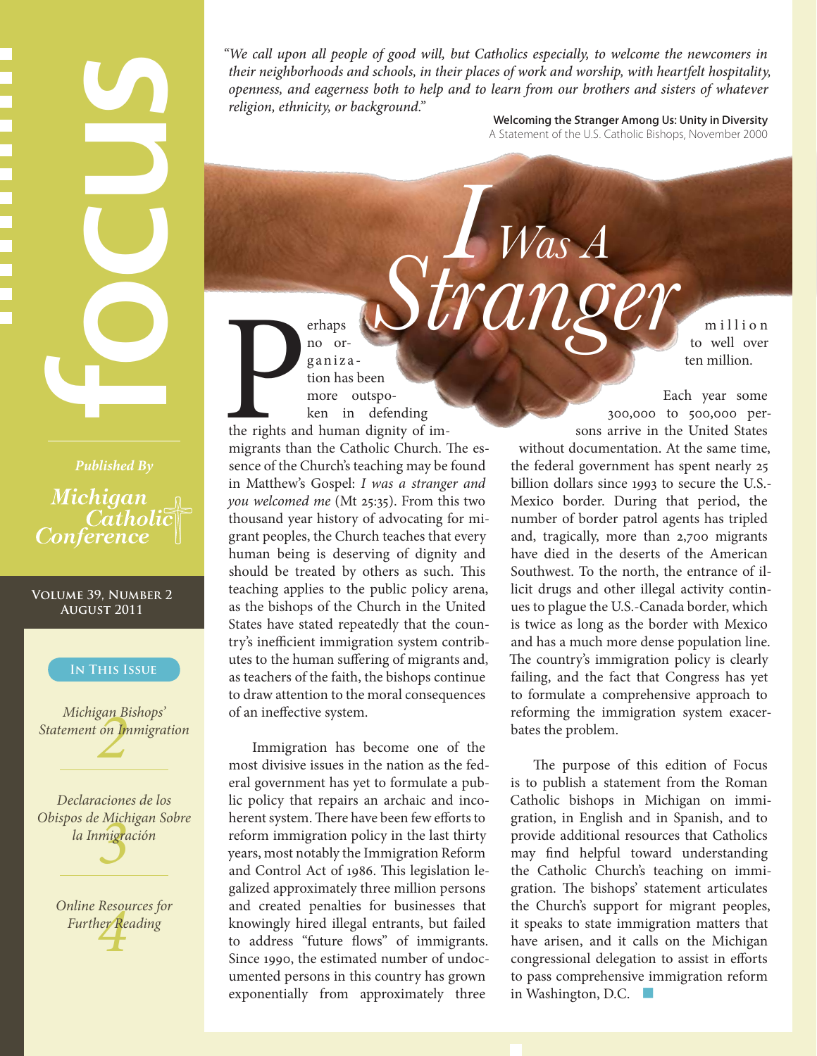# focus

*Published By*

**Michigan Catholic Conference**

**Volume 39, Number 2**
**August 2011**

**In This Issue**

*Michigan Bishops' Statement on Immigration* — 2

*Declaraciones de los Obispos de Michigan Sobre la Inmigración* — 3

*Online Resources for Further Reading* — 4

*"We call upon all people of good will, but Catholics especially, to welcome the newcomers in their neighborhoods and schools, in their places of work and worship, with heartfelt hospitality, openness, and eagerness both to help and to learn from our brothers and sisters of whatever religion, ethnicity, or background."*

**Welcoming the Stranger Among Us: Unity in Diversity**
A Statement of the U.S. Catholic Bishops, November 2000

# *I Was A Stranger*

Perhaps no organization has been more outspoken in defending the rights and human dignity of immigrants than the Catholic Church. The essence of the Church's teaching may be found in Matthew's Gospel: *I was a stranger and you welcomed me* (Mt 25:35). From this two thousand year history of advocating for migrant peoples, the Church teaches that every human being is deserving of dignity and should be treated by others as such. This teaching applies to the public policy arena, as the bishops of the Church in the United States have stated repeatedly that the country's inefficient immigration system contributes to the human suffering of migrants and, as teachers of the faith, the bishops continue to draw attention to the moral consequences of an ineffective system.

Immigration has become one of the most divisive issues in the nation as the federal government has yet to formulate a public policy that repairs an archaic and incoherent system. There have been few efforts to reform immigration policy in the last thirty years, most notably the Immigration Reform and Control Act of 1986. This legislation legalized approximately three million persons and created penalties for businesses that knowingly hired illegal entrants, but failed to address "future flows" of immigrants. Since 1990, the estimated number of undocumented persons in this country has grown exponentially from approximately three million to well over ten million.

Each year some 300,000 to 500,000 persons arrive in the United States without documentation. At the same time, the federal government has spent nearly 25 billion dollars since 1993 to secure the U.S.-Mexico border. During that period, the number of border patrol agents has tripled and, tragically, more than 2,700 migrants have died in the deserts of the American Southwest. To the north, the entrance of illicit drugs and other illegal activity continues to plague the U.S.-Canada border, which is twice as long as the border with Mexico and has a much more dense population line. The country's immigration policy is clearly failing, and the fact that Congress has yet to formulate a comprehensive approach to reforming the immigration system exacerbates the problem.

The purpose of this edition of Focus is to publish a statement from the Roman Catholic bishops in Michigan on immigration, in English and in Spanish, and to provide additional resources that Catholics may find helpful toward understanding the Catholic Church's teaching on immigration. The bishops' statement articulates the Church's support for migrant peoples, it speaks to state immigration matters that have arisen, and it calls on the Michigan congressional delegation to assist in efforts to pass comprehensive immigration reform in Washington, D.C. ■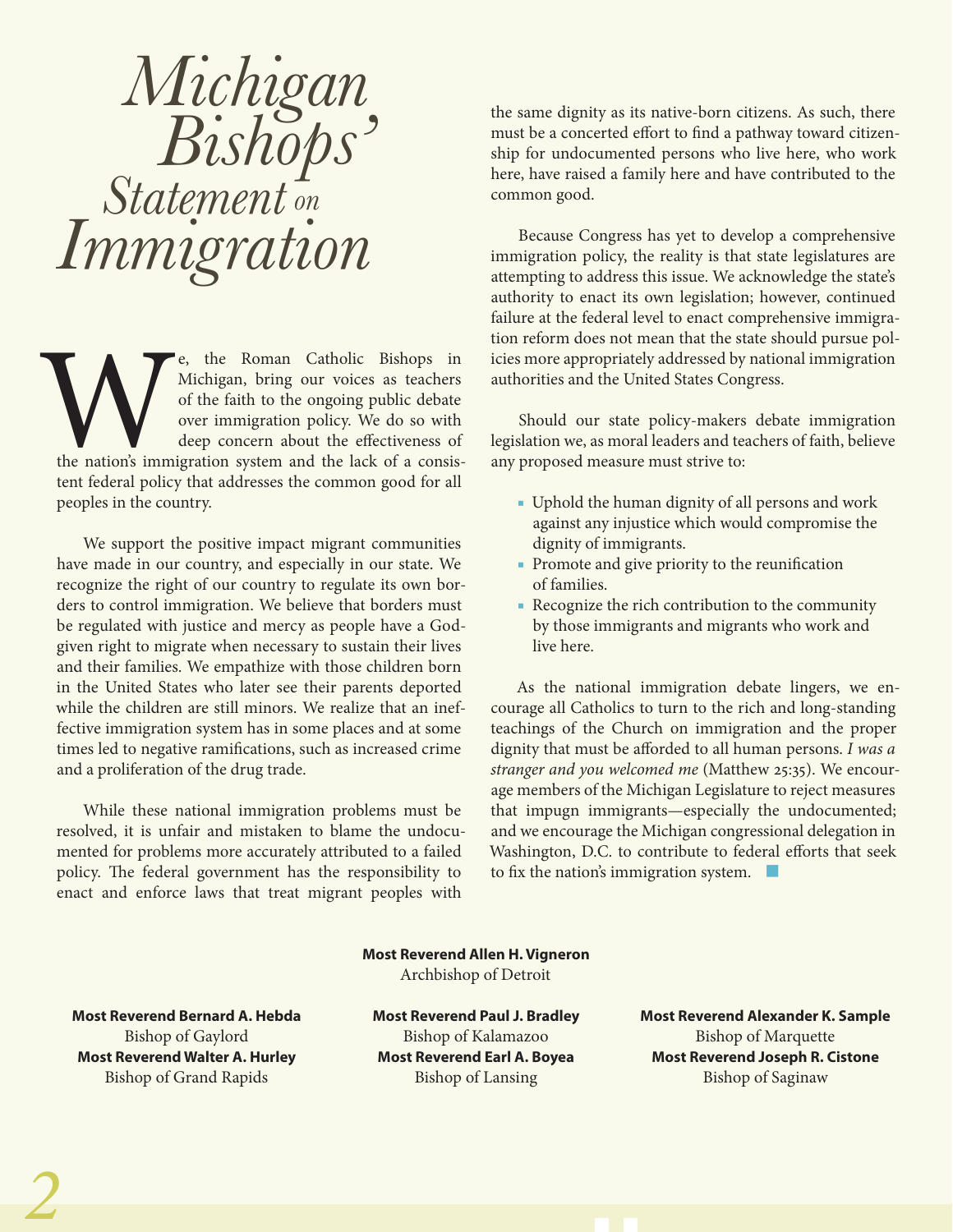# Michigan Bishops' Statement on Immigration

We, the Roman Catholic Bishops in Michigan, bring our voices as teachers of the faith to the ongoing public debate over immigration policy. We do so with deep concern about the effectiveness of the nation's immigration system and the lack of a consistent federal policy that addresses the common good for all peoples in the country.

We support the positive impact migrant communities have made in our country, and especially in our state. We recognize the right of our country to regulate its own borders to control immigration. We believe that borders must be regulated with justice and mercy as people have a God-given right to migrate when necessary to sustain their lives and their families. We empathize with those children born in the United States who later see their parents deported while the children are still minors. We realize that an ineffective immigration system has in some places and at some times led to negative ramifications, such as increased crime and a proliferation of the drug trade.

While these national immigration problems must be resolved, it is unfair and mistaken to blame the undocumented for problems more accurately attributed to a failed policy. The federal government has the responsibility to enact and enforce laws that treat migrant peoples with the same dignity as its native-born citizens. As such, there must be a concerted effort to find a pathway toward citizenship for undocumented persons who live here, who work here, have raised a family here and have contributed to the common good.

Because Congress has yet to develop a comprehensive immigration policy, the reality is that state legislatures are attempting to address this issue. We acknowledge the state's authority to enact its own legislation; however, continued failure at the federal level to enact comprehensive immigration reform does not mean that the state should pursue policies more appropriately addressed by national immigration authorities and the United States Congress.

Should our state policy-makers debate immigration legislation we, as moral leaders and teachers of faith, believe any proposed measure must strive to:

- Uphold the human dignity of all persons and work against any injustice which would compromise the dignity of immigrants.
- Promote and give priority to the reunification of families.
- Recognize the rich contribution to the community by those immigrants and migrants who work and live here.

As the national immigration debate lingers, we encourage all Catholics to turn to the rich and long-standing teachings of the Church on immigration and the proper dignity that must be afforded to all human persons. *I was a stranger and you welcomed me* (Matthew 25:35). We encourage members of the Michigan Legislature to reject measures that impugn immigrants—especially the undocumented; and we encourage the Michigan congressional delegation in Washington, D.C. to contribute to federal efforts that seek to fix the nation's immigration system.

**Most Reverend Allen H. Vigneron**
Archbishop of Detroit

**Most Reverend Bernard A. Hebda**
Bishop of Gaylord

**Most Reverend Walter A. Hurley**
Bishop of Grand Rapids

**Most Reverend Paul J. Bradley**
Bishop of Kalamazoo

**Most Reverend Earl A. Boyea**
Bishop of Lansing

**Most Reverend Alexander K. Sample**
Bishop of Marquette

**Most Reverend Joseph R. Cistone**
Bishop of Saginaw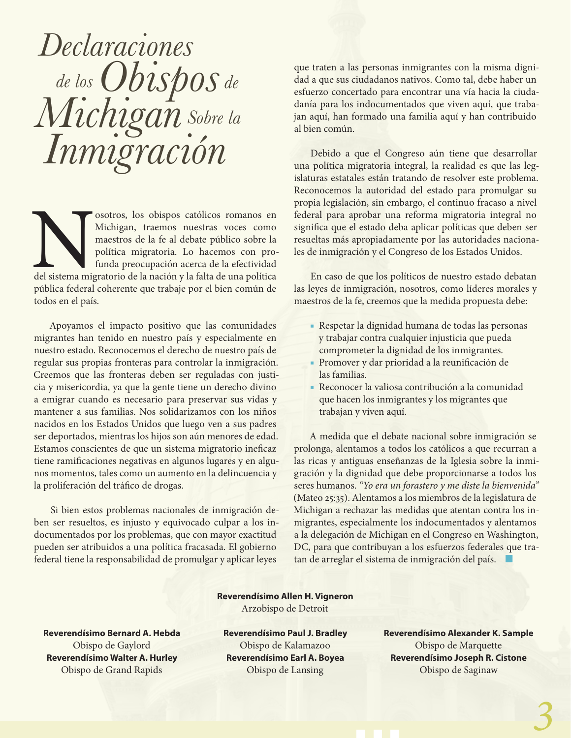# Declaraciones de los Obispos de Michigan Sobre la Inmigración

Nosotros, los obispos católicos romanos en Michigan, traemos nuestras voces como maestros de la fe al debate público sobre la política migratoria. Lo hacemos con profunda preocupación acerca de la efectividad del sistema migratorio de la nación y la falta de una política pública federal coherente que trabaje por el bien común de todos en el país.

Apoyamos el impacto positivo que las comunidades migrantes han tenido en nuestro país y especialmente en nuestro estado. Reconocemos el derecho de nuestro país de regular sus propias fronteras para controlar la inmigración. Creemos que las fronteras deben ser reguladas con justicia y misericordia, ya que la gente tiene un derecho divino a emigrar cuando es necesario para preservar sus vidas y mantener a sus familias. Nos solidarizamos con los niños nacidos en los Estados Unidos que luego ven a sus padres ser deportados, mientras los hijos son aún menores de edad. Estamos conscientes de que un sistema migratorio ineficaz tiene ramificaciones negativas en algunos lugares y en algunos momentos, tales como un aumento en la delincuencia y la proliferación del tráfico de drogas.

Si bien estos problemas nacionales de inmigración deben ser resueltos, es injusto y equivocado culpar a los indocumentados por los problemas, que con mayor exactitud pueden ser atribuidos a una política fracasada. El gobierno federal tiene la responsabilidad de promulgar y aplicar leyes que traten a las personas inmigrantes con la misma dignidad a que sus ciudadanos nativos. Como tal, debe haber un esfuerzo concertado para encontrar una vía hacia la ciudadanía para los indocumentados que viven aquí, que trabajan aquí, han formado una familia aquí y han contribuido al bien común.

Debido a que el Congreso aún tiene que desarrollar una política migratoria integral, la realidad es que las legislaturas estatales están tratando de resolver este problema. Reconocemos la autoridad del estado para promulgar su propia legislación, sin embargo, el continuo fracaso a nivel federal para aprobar una reforma migratoria integral no significa que el estado deba aplicar políticas que deben ser resueltas más apropiadamente por las autoridades nacionales de inmigración y el Congreso de los Estados Unidos.

En caso de que los políticos de nuestro estado debatan las leyes de inmigración, nosotros, como líderes morales y maestros de la fe, creemos que la medida propuesta debe:

- Respetar la dignidad humana de todas las personas y trabajar contra cualquier injusticia que pueda comprometer la dignidad de los inmigrantes.
- Promover y dar prioridad a la reunificación de las familias.
- Reconocer la valiosa contribución a la comunidad que hacen los inmigrantes y los migrantes que trabajan y viven aquí.

A medida que el debate nacional sobre inmigración se prolonga, alentamos a todos los católicos a que recurran a las ricas y antiguas enseñanzas de la Iglesia sobre la inmigración y la dignidad que debe proporcionarse a todos los seres humanos. *"Yo era un forastero y me diste la bienvenida"* (Mateo 25:35). Alentamos a los miembros de la legislatura de Michigan a rechazar las medidas que atentan contra los inmigrantes, especialmente los indocumentados y alentamos a la delegación de Michigan en el Congreso en Washington, DC, para que contribuyan a los esfuerzos federales que tratan de arreglar el sistema de inmigración del país.

**Reverendísimo Allen H. Vigneron**
Arzobispo de Detroit

**Reverendísimo Bernard A. Hebda**
Obispo de Gaylord

**Reverendísimo Walter A. Hurley**
Obispo de Grand Rapids

**Reverendísimo Paul J. Bradley**
Obispo de Kalamazoo

**Reverendísimo Earl A. Boyea**
Obispo de Lansing

**Reverendísimo Alexander K. Sample**
Obispo de Marquette

**Reverendísimo Joseph R. Cistone**
Obispo de Saginaw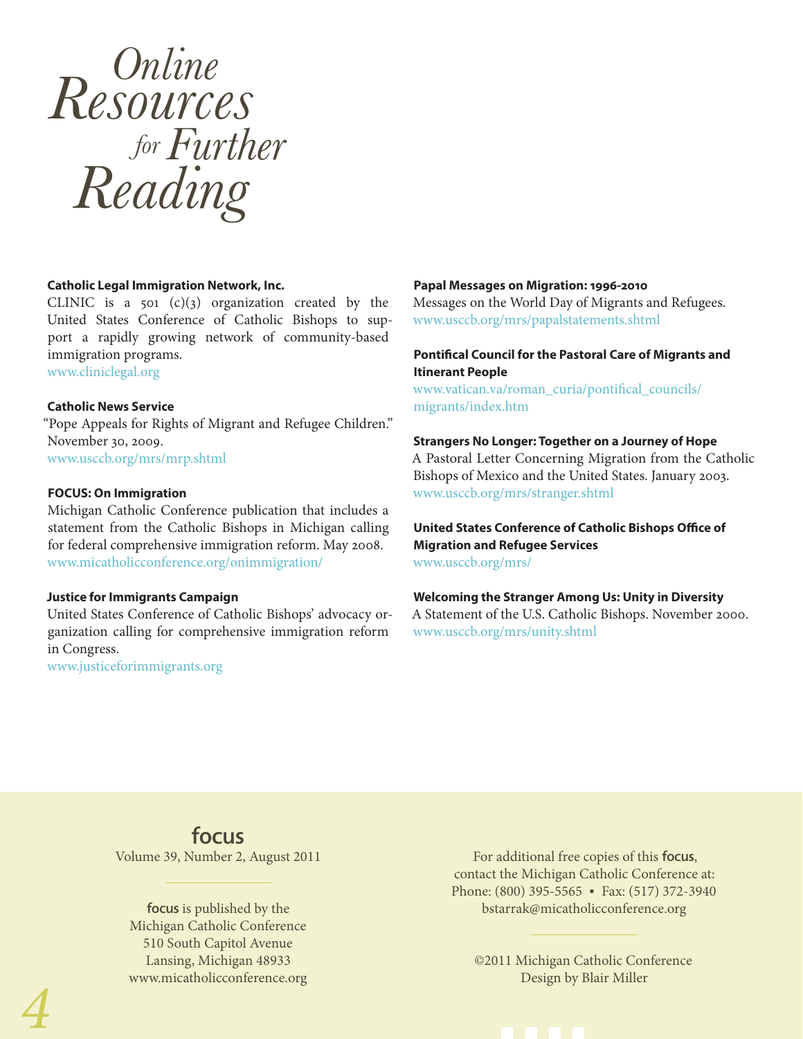# *Online Resources for Further Reading*

**Catholic Legal Immigration Network, Inc.**
CLINIC is a 501 (c)(3) organization created by the United States Conference of Catholic Bishops to support a rapidly growing network of community-based immigration programs.
www.cliniclegal.org

**Catholic News Service**
"Pope Appeals for Rights of Migrant and Refugee Children." November 30, 2009.
www.usccb.org/mrs/mrp.shtml

**FOCUS: On Immigration**
Michigan Catholic Conference publication that includes a statement from the Catholic Bishops in Michigan calling for federal comprehensive immigration reform. May 2008.
www.micatholicconference.org/onimmigration/

**Justice for Immigrants Campaign**
United States Conference of Catholic Bishops' advocacy organization calling for comprehensive immigration reform in Congress.
www.justiceforimmigrants.org

**Papal Messages on Migration: 1996-2010**
Messages on the World Day of Migrants and Refugees.
www.usccb.org/mrs/papalstatements.shtml

**Pontifical Council for the Pastoral Care of Migrants and Itinerant People**
www.vatican.va/roman_curia/pontifical_councils/migrants/index.htm

**Strangers No Longer: Together on a Journey of Hope**
A Pastoral Letter Concerning Migration from the Catholic Bishops of Mexico and the United States. January 2003.
www.usccb.org/mrs/stranger.shtml

**United States Conference of Catholic Bishops Office of Migration and Refugee Services**
www.usccb.org/mrs/

**Welcoming the Stranger Among Us: Unity in Diversity**
A Statement of the U.S. Catholic Bishops. November 2000.
www.usccb.org/mrs/unity.shtml

---

**focus**
Volume 39, Number 2, August 2011

**focus** is published by the
Michigan Catholic Conference
510 South Capitol Avenue
Lansing, Michigan 48933
www.micatholicconference.org

For additional free copies of this **focus**,
contact the Michigan Catholic Conference at:
Phone: (800) 395-5565 ▪ Fax: (517) 372-3940
bstarrak@micatholicconference.org

©2011 Michigan Catholic Conference
Design by Blair Miller